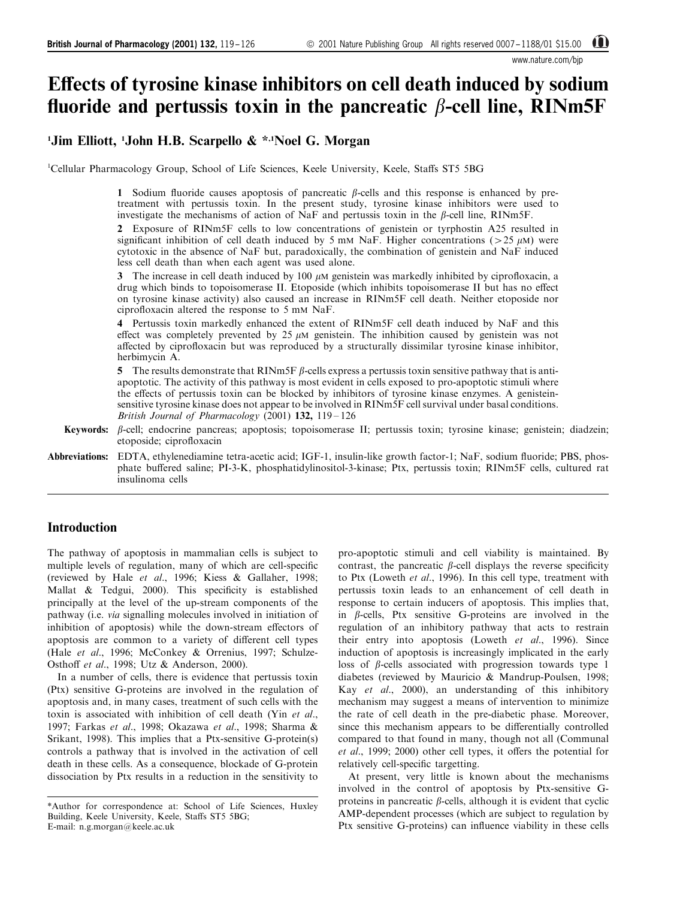# Effects of tyrosine kinase inhibitors on cell death induced by sodium fluoride and pertussis toxin in the pancreatic β-cell line, RINm5F

[1]Jim Elliott, [1]John H.B. Scarpello & *,[1]Noel G. Morgan

[1]Cellular Pharmacology Group, School of Life Sciences, Keele University, Keele, Staffs ST5 5BG

**1** Sodium fluoride causes apoptosis of pancreatic β-cells and this response is enhanced by pre-treatment with pertussis toxin. In the present study, tyrosine kinase inhibitors were used to investigate the mechanisms of action of NaF and pertussis toxin in the β-cell line, RINm5F.

**2** Exposure of RINm5F cells to low concentrations of genistein or tyrphostin A25 resulted in significant inhibition of cell death induced by 5 mM NaF. Higher concentrations (>25 μM) were cytotoxic in the absence of NaF but, paradoxically, the combination of genistein and NaF induced less cell death than when each agent was used alone.

**3** The increase in cell death induced by 100 μM genistein was markedly inhibited by ciprofloxacin, a drug which binds to topoisomerase II. Etoposide (which inhibits topoisomerase II but has no effect on tyrosine kinase activity) also caused an increase in RINm5F cell death. Neither etoposide nor ciprofloxacin altered the response to 5 mM NaF.

**4** Pertussis toxin markedly enhanced the extent of RINm5F cell death induced by NaF and this effect was completely prevented by 25 μM genistein. The inhibition caused by genistein was not affected by ciprofloxacin but was reproduced by a structurally dissimilar tyrosine kinase inhibitor, herbimycin A.

**5** The results demonstrate that RINm5F β-cells express a pertussis toxin sensitive pathway that is anti-apoptotic. The activity of this pathway is most evident in cells exposed to pro-apoptotic stimuli where the effects of pertussis toxin can be blocked by inhibitors of tyrosine kinase enzymes. A genistein-sensitive tyrosine kinase does not appear to be involved in RINm5F cell survival under basal conditions.
*British Journal of Pharmacology* (2001) **132,** 119–126

**Keywords:** β-cell; endocrine pancreas; apoptosis; topoisomerase II; pertussis toxin; tyrosine kinase; genistein; diadzein; etoposide; ciprofloxacin

**Abbreviations:** EDTA, ethylenediamine tetra-acetic acid; IGF-1, insulin-like growth factor-1; NaF, sodium fluoride; PBS, phosphate buffered saline; PI-3-K, phosphatidylinositol-3-kinase; Ptx, pertussis toxin; RINm5F cells, cultured rat insulinoma cells

## Introduction

The pathway of apoptosis in mammalian cells is subject to multiple levels of regulation, many of which are cell-specific (reviewed by Hale *et al*., 1996; Kiess & Gallaher, 1998; Mallat & Tedgui, 2000). This specificity is established principally at the level of the up-stream components of the pathway (i.e. *via* signalling molecules involved in initiation of inhibition of apoptosis) while the down-stream effectors of apoptosis are common to a variety of different cell types (Hale *et al*., 1996; McConkey & Orrenius, 1997; Schulze-Osthoff *et al*., 1998; Utz & Anderson, 2000).

In a number of cells, there is evidence that pertussis toxin (Ptx) sensitive G-proteins are involved in the regulation of apoptosis and, in many cases, treatment of such cells with the toxin is associated with inhibition of cell death (Yin *et al*., 1997; Farkas *et al*., 1998; Okazawa *et al*., 1998; Sharma & Srikant, 1998). This implies that a Ptx-sensitive G-protein(s) controls a pathway that is involved in the activation of cell death in these cells. As a consequence, blockade of G-protein dissociation by Ptx results in a reduction in the sensitivity to pro-apoptotic stimuli and cell viability is maintained. By contrast, the pancreatic β-cell displays the reverse specificity to Ptx (Loweth *et al*., 1996). In this cell type, treatment with pertussis toxin leads to an enhancement of cell death in response to certain inducers of apoptosis. This implies that, in β-cells, Ptx sensitive G-proteins are involved in the regulation of an inhibitory pathway that acts to restrain their entry into apoptosis (Loweth *et al*., 1996). Since induction of apoptosis is increasingly implicated in the early loss of β-cells associated with progression towards type 1 diabetes (reviewed by Mauricio & Mandrup-Poulsen, 1998; Kay *et al*., 2000), an understanding of this inhibitory mechanism may suggest a means of intervention to minimize the rate of cell death in the pre-diabetic phase. Moreover, since this mechanism appears to be differentially controlled compared to that found in many, though not all (Communal *et al*., 1999; 2000) other cell types, it offers the potential for relatively cell-specific targetting.

At present, very little is known about the mechanisms involved in the control of apoptosis by Ptx-sensitive G-proteins in pancreatic β-cells, although it is evident that cyclic AMP-dependent processes (which are subject to regulation by Ptx sensitive G-proteins) can influence viability in these cells

*Author for correspondence at: School of Life Sciences, Huxley Building, Keele University, Keele, Staffs ST5 5BG; E-mail: n.g.morgan@keele.ac.uk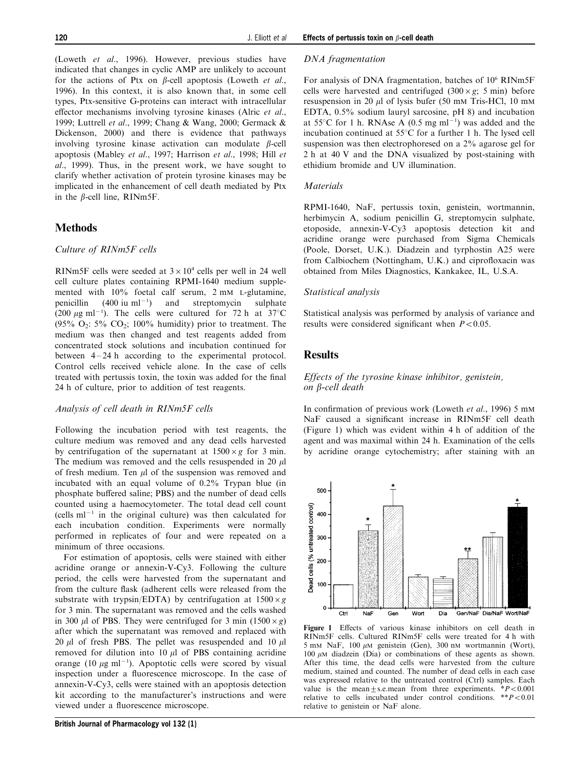(Loweth *et al*., 1996). However, previous studies have indicated that changes in cyclic AMP are unlikely to account for the actions of Ptx on β-cell apoptosis (Loweth *et al*., 1996). In this context, it is also known that, in some cell types, Ptx-sensitive G-proteins can interact with intracellular effector mechanisms involving tyrosine kinases (Alric *et al*., 1999; Luttrell *et al*., 1999; Chang & Wang, 2000; Germack & Dickenson, 2000) and there is evidence that pathways involving tyrosine kinase activation can modulate β-cell apoptosis (Mabley *et al*., 1997; Harrison *et al*., 1998; Hill *et al*., 1999). Thus, in the present work, we have sought to clarify whether activation of protein tyrosine kinases may be implicated in the enhancement of cell death mediated by Ptx in the β-cell line, RINm5F.

## Methods

### *Culture of RINm5F cells*

RINm5F cells were seeded at $3 \times 10^4$ cells per well in 24 well cell culture plates containing RPMI-1640 medium supplemented with 10% foetal calf serum, 2 mM L-glutamine, penicillin (400 iu ml$^{-1}$) and streptomycin sulphate (200 μg ml$^{-1}$). The cells were cultured for 72 h at 37°C (95% $O_2$: 5% $CO_2$; 100% humidity) prior to treatment. The medium was then changed and test reagents added from concentrated stock solutions and incubation continued for between 4–24 h according to the experimental protocol. Control cells received vehicle alone. In the case of cells treated with pertussis toxin, the toxin was added for the final 24 h of culture, prior to addition of test reagents.

### *Analysis of cell death in RINm5F cells*

Following the incubation period with test reagents, the culture medium was removed and any dead cells harvested by centrifugation of the supernatant at $1500 \times g$ for 3 min. The medium was removed and the cells resuspended in 20 μl of fresh medium. Ten μl of the suspension was removed and incubated with an equal volume of 0.2% Trypan blue (in phosphate buffered saline; PBS) and the number of dead cells counted using a haemocytometer. The total dead cell count (cells ml$^{-1}$ in the original culture) was then calculated for each incubation condition. Experiments were normally performed in replicates of four and were repeated on a minimum of three occasions.

For estimation of apoptosis, cells were stained with either acridine orange or annexin-V-Cy3. Following the culture period, the cells were harvested from the supernatant and from the culture flask (adherent cells were released from the substrate with trypsin/EDTA) by centrifugation at $1500 \times g$ for 3 min. The supernatant was removed and the cells washed in 300 μl of PBS. They were centrifuged for 3 min ($1500 \times g$) after which the supernatant was removed and replaced with 20 μl of fresh PBS. The pellet was resuspended and 10 μl removed for dilution into 10 μl of PBS containing acridine orange (10 μg ml$^{-1}$). Apoptotic cells were scored by visual inspection under a fluorescence microscope. In the case of annexin-V-Cy3, cells were stained with an apoptosis detection kit according to the manufacturer's instructions and were viewed under a fluorescence microscope.

### *DNA fragmentation*

For analysis of DNA fragmentation, batches of $10^6$ RINm5F cells were harvested and centrifuged ($300 \times g$; 5 min) before resuspension in 20 μl of lysis bufer (50 mM Tris-HCl, 10 mM EDTA, 0.5% sodium lauryl sarcosine, pH 8) and incubation at 55°C for 1 h. RNAse A (0.5 mg ml$^{-1}$) was added and the incubation continued at 55°C for a further 1 h. The lysed cell suspension was then electrophoresed on a 2% agarose gel for 2 h at 40 V and the DNA visualized by post-staining with ethidium bromide and UV illumination.

### *Materials*

RPMI-1640, NaF, pertussis toxin, genistein, wortmannin, herbimycin A, sodium penicillin G, streptomycin sulphate, etoposide, annexin-V-Cy3 apoptosis detection kit and acridine orange were purchased from Sigma Chemicals (Poole, Dorset, U.K.). Diadzein and tyrphostin A25 were from Calbiochem (Nottingham, U.K.) and ciprofloxacin was obtained from Miles Diagnostics, Kankakee, IL, U.S.A.

### *Statistical analysis*

Statistical analysis was performed by analysis of variance and results were considered significant when $P < 0.05$.

## Results

### *Effects of the tyrosine kinase inhibitor, genistein, on β-cell death*

In confirmation of previous work (Loweth *et al*., 1996) 5 mM NaF caused a significant increase in RINm5F cell death (Figure 1) which was evident within 4 h of addition of the agent and was maximal within 24 h. Examination of the cells by acridine orange cytochemistry; after staining with an

**Figure 1** Effects of various kinase inhibitors on cell death in RINm5F cells. Cultured RINm5F cells were treated for 4 h with 5 mM NaF, 100 μM genistein (Gen), 300 nM wortmannin (Wort), 100 μM diadzein (Dia) or combinations of these agents as shown. After this time, the dead cells were harvested from the culture medium, stained and counted. The number of dead cells in each case was expressed relative to the untreated control (Ctrl) samples. Each value is the mean±s.e.mean from three experiments. *$P < 0.001$ relative to cells incubated under control conditions. **$P < 0.01$ relative to genistein or NaF alone.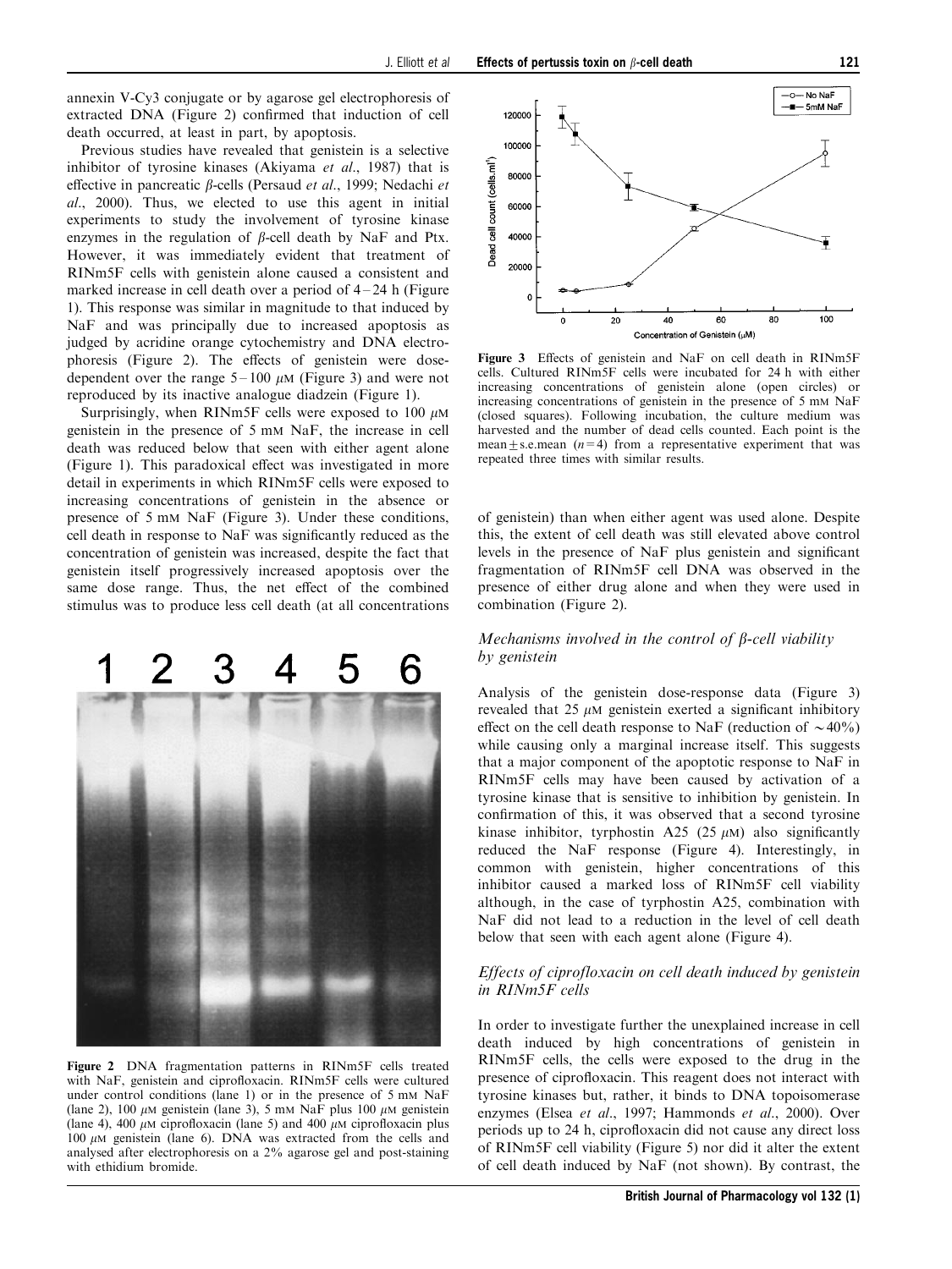annexin V-Cy3 conjugate or by agarose gel electrophoresis of extracted DNA (Figure 2) confirmed that induction of cell death occurred, at least in part, by apoptosis.

Previous studies have revealed that genistein is a selective inhibitor of tyrosine kinases (Akiyama *et al*., 1987) that is effective in pancreatic β-cells (Persaud *et al*., 1999; Nedachi *et al*., 2000). Thus, we elected to use this agent in initial experiments to study the involvement of tyrosine kinase enzymes in the regulation of β-cell death by NaF and Ptx. However, it was immediately evident that treatment of RINm5F cells with genistein alone caused a consistent and marked increase in cell death over a period of 4–24 h (Figure 1). This response was similar in magnitude to that induced by NaF and was principally due to increased apoptosis as judged by acridine orange cytochemistry and DNA electrophoresis (Figure 2). The effects of genistein were dose-dependent over the range 5–100 μM (Figure 3) and were not reproduced by its inactive analogue diadzein (Figure 1).

Surprisingly, when RINm5F cells were exposed to 100 μM genistein in the presence of 5 mM NaF, the increase in cell death was reduced below that seen with either agent alone (Figure 1). This paradoxical effect was investigated in more detail in experiments in which RINm5F cells were exposed to increasing concentrations of genistein in the absence or presence of 5 mM NaF (Figure 3). Under these conditions, cell death in response to NaF was significantly reduced as the concentration of genistein was increased, despite the fact that genistein itself progressively increased apoptosis over the same dose range. Thus, the net effect of the combined stimulus was to produce less cell death (at all concentrations of genistein) than when either agent was used alone. Despite this, the extent of cell death was still elevated above control levels in the presence of NaF plus genistein and significant fragmentation of RINm5F cell DNA was observed in the presence of either drug alone and when they were used in combination (Figure 2).

**Figure 2** DNA fragmentation patterns in RINm5F cells treated with NaF, genistein and ciprofloxacin. RINm5F cells were cultured under control conditions (lane 1) or in the presence of 5 mM NaF (lane 2), 100 μM genistein (lane 3), 5 mM NaF plus 100 μM genistein (lane 4), 400 μM ciprofloxacin (lane 5) and 400 μM ciprofloxacin plus 100 μM genistein (lane 6). DNA was extracted from the cells and analysed after electrophoresis on a 2% agarose gel and post-staining with ethidium bromide.

**Figure 3** Effects of genistein and NaF on cell death in RINm5F cells. Cultured RINm5F cells were incubated for 24 h with either increasing concentrations of genistein alone (open circles) or increasing concentrations of genistein in the presence of 5 mM NaF (closed squares). Following incubation, the culture medium was harvested and the number of dead cells counted. Each point is the mean ± s.e.mean ($n=4$) from a representative experiment that was repeated three times with similar results.

### *Mechanisms involved in the control of β-cell viability by genistein*

Analysis of the genistein dose-response data (Figure 3) revealed that 25 μM genistein exerted a significant inhibitory effect on the cell death response to NaF (reduction of ~40%) while causing only a marginal increase itself. This suggests that a major component of the apoptotic response to NaF in RINm5F cells may have been caused by activation of a tyrosine kinase that is sensitive to inhibition by genistein. In confirmation of this, it was observed that a second tyrosine kinase inhibitor, tyrphostin A25 (25 μM) also significantly reduced the NaF response (Figure 4). Interestingly, in common with genistein, higher concentrations of this inhibitor caused a marked loss of RINm5F cell viability although, in the case of tyrphostin A25, combination with NaF did not lead to a reduction in the level of cell death below that seen with each agent alone (Figure 4).

### *Effects of ciprofloxacin on cell death induced by genistein in RINm5F cells*

In order to investigate further the unexplained increase in cell death induced by high concentrations of genistein in RINm5F cells, the cells were exposed to the drug in the presence of ciprofloxacin. This reagent does not interact with tyrosine kinases but, rather, it binds to DNA topoisomerase enzymes (Elsea *et al*., 1997; Hammonds *et al*., 2000). Over periods up to 24 h, ciprofloxacin did not cause any direct loss of RINm5F cell viability (Figure 5) nor did it alter the extent of cell death induced by NaF (not shown). By contrast, the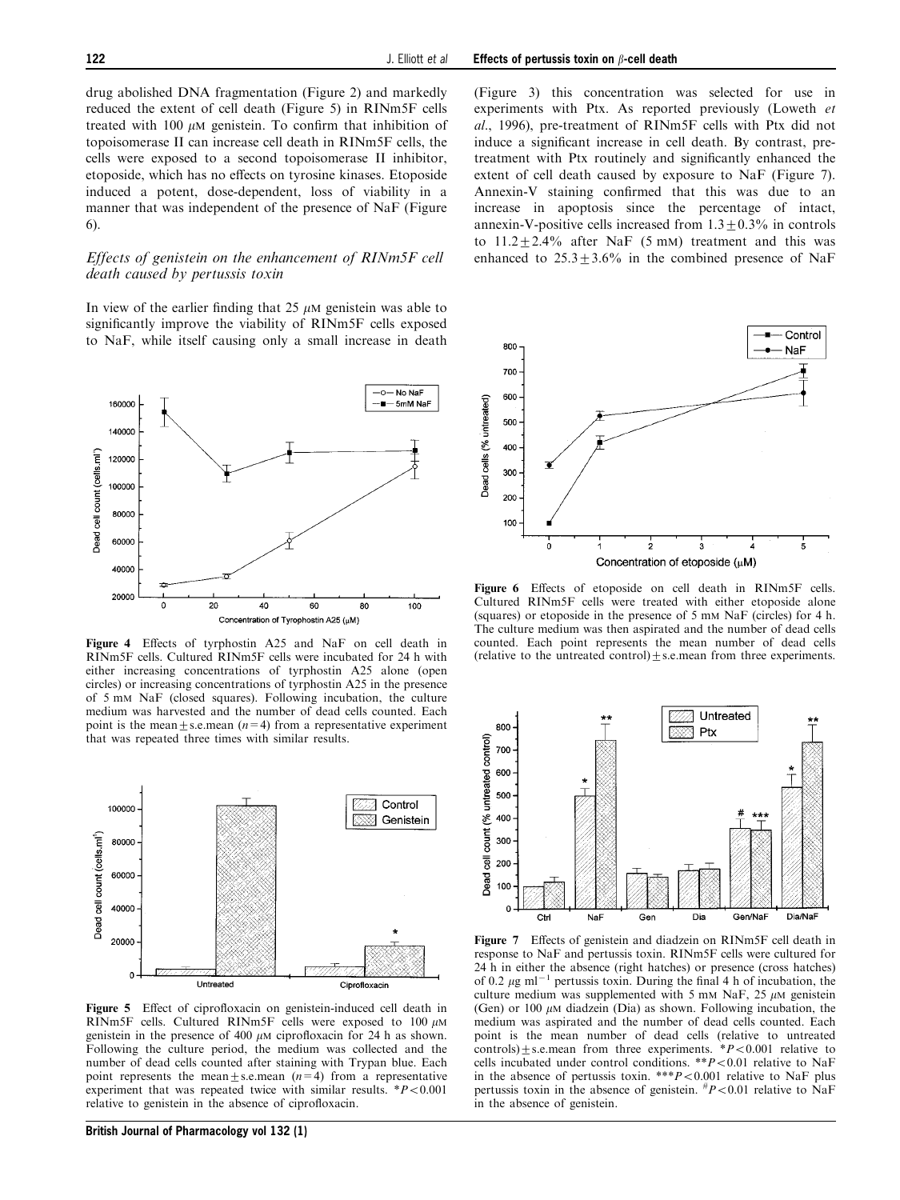drug abolished DNA fragmentation (Figure 2) and markedly reduced the extent of cell death (Figure 5) in RINm5F cells treated with 100 $\mu$M genistein. To confirm that inhibition of topoisomerase II can increase cell death in RINm5F cells, the cells were exposed to a second topoisomerase II inhibitor, etoposide, which has no effects on tyrosine kinases. Etoposide induced a potent, dose-dependent, loss of viability in a manner that was independent of the presence of NaF (Figure 6).

### *Effects of genistein on the enhancement of RINm5F cell death caused by pertussis toxin*

In view of the earlier finding that 25 $\mu$M genistein was able to significantly improve the viability of RINm5F cells exposed to NaF, while itself causing only a small increase in death (Figure 3) this concentration was selected for use in experiments with Ptx. As reported previously (Loweth *et al*., 1996), pre-treatment of RINm5F cells with Ptx did not induce a significant increase in cell death. By contrast, pre-treatment with Ptx routinely and significantly enhanced the extent of cell death caused by exposure to NaF (Figure 7). Annexin-V staining confirmed that this was due to an increase in apoptosis since the percentage of intact, annexin-V-positive cells increased from $1.3 \pm 0.3$% in controls to $11.2 \pm 2.4$% after NaF (5 mM) treatment and this was enhanced to $25.3 \pm 3.6$% in the combined presence of NaF

**Figure 4** Effects of tyrphostin A25 and NaF on cell death in RINm5F cells. Cultured RINm5F cells were incubated for 24 h with either increasing concentrations of tyrphostin A25 alone (open circles) or increasing concentrations of tyrphostin A25 in the presence of 5 mM NaF (closed squares). Following incubation, the culture medium was harvested and the number of dead cells counted. Each point is the mean ± s.e.mean ($n=4$) from a representative experiment that was repeated three times with similar results.

**Figure 5** Effect of ciprofloxacin on genistein-induced cell death in RINm5F cells. Cultured RINm5F cells were exposed to 100 $\mu$M genistein in the presence of 400 $\mu$M ciprofloxacin for 24 h as shown. Following the culture period, the medium was collected and the number of dead cells counted after staining with Trypan blue. Each point represents the mean ± s.e.mean ($n=4$) from a representative experiment that was repeated twice with similar results. *$P<0.001$ relative to genistein in the absence of ciprofloxacin.

**Figure 6** Effects of etoposide on cell death in RINm5F cells. Cultured RINm5F cells were treated with either etoposide alone (squares) or etoposide in the presence of 5 mM NaF (circles) for 4 h. The culture medium was then aspirated and the number of dead cells counted. Each point represents the mean number of dead cells (relative to the untreated control) ± s.e.mean from three experiments.

**Figure 7** Effects of genistein and diadzein on RINm5F cell death in response to NaF and pertussis toxin. RINm5F cells were cultured for 24 h in either the absence (right hatches) or presence (cross hatches) of 0.2 $\mu$g ml$^{-1}$ pertussis toxin. During the final 4 h of incubation, the culture medium was supplemented with 5 mM NaF, 25 $\mu$M genistein (Gen) or 100 $\mu$M diadzein (Dia) as shown. Following incubation, the medium was aspirated and the number of dead cells counted. Each point is the mean number of dead cells (relative to untreated controls) ± s.e.mean from three experiments. *$P<0.001$ relative to cells incubated under control conditions. **$P<0.01$ relative to NaF in the absence of pertussis toxin. ***$P<0.001$ relative to NaF plus pertussis toxin in the absence of genistein. #$P<0.01$ relative to NaF in the absence of genistein.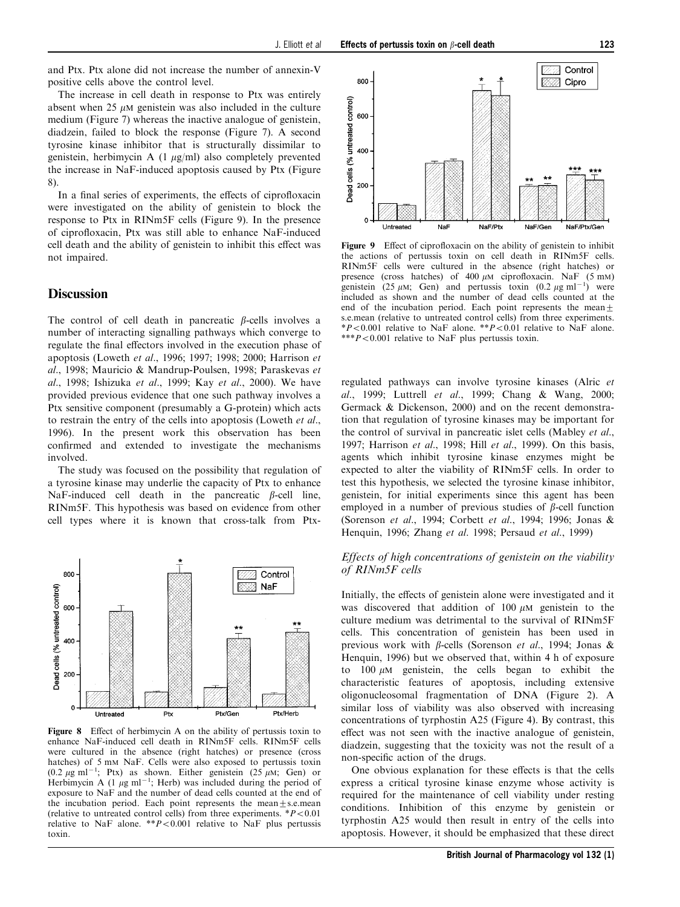and Ptx. Ptx alone did not increase the number of annexin-V positive cells above the control level.

The increase in cell death in response to Ptx was entirely absent when 25 $\mu$M genistein was also included in the culture medium (Figure 7) whereas the inactive analogue of genistein, diadzein, failed to block the response (Figure 7). A second tyrosine kinase inhibitor that is structurally dissimilar to genistein, herbimycin A (1 $\mu$g/ml) also completely prevented the increase in NaF-induced apoptosis caused by Ptx (Figure 8).

In a final series of experiments, the effects of ciprofloxacin were investigated on the ability of genistein to block the response to Ptx in RINm5F cells (Figure 9). In the presence of ciprofloxacin, Ptx was still able to enhance NaF-induced cell death and the ability of genistein to inhibit this effect was not impaired.

## Discussion

The control of cell death in pancreatic $\beta$-cells involves a number of interacting signalling pathways which converge to regulate the final effectors involved in the execution phase of apoptosis (Loweth *et al*., 1996; 1997; 1998; 2000; Harrison *et al*., 1998; Mauricio & Mandrup-Poulsen, 1998; Paraskevas *et al*., 1998; Ishizuka *et al*., 1999; Kay *et al*., 2000). We have provided previous evidence that one such pathway involves a Ptx sensitive component (presumably a G-protein) which acts to restrain the entry of the cells into apoptosis (Loweth *et al*., 1996). In the present work this observation has been confirmed and extended to investigate the mechanisms involved.

The study was focused on the possibility that regulation of a tyrosine kinase may underlie the capacity of Ptx to enhance NaF-induced $\beta$-cell death in the pancreatic $\beta$-cell line, RINm5F. This hypothesis was based on evidence from other cell types where it is known that cross-talk from Ptx-

**Figure 8** Effect of herbimycin A on the ability of pertussis toxin to enhance NaF-induced cell death in RINm5F cells. RINm5F cells were cultured in the absence (right hatches) or presence (cross hatches) of 5 mM NaF. Cells were also exposed to pertussis toxin (0.2 $\mu$g ml$^{-1}$; Ptx) as shown. Either genistein (25 $\mu$M; Gen) or Herbimycin A (1 $\mu$g ml$^{-1}$; Herb) was included during the period of exposure to NaF and the number of dead cells counted at the end of the incubation period. Each point represents the mean$\pm$s.e.mean (relative to untreated control cells) from three experiments. \*$P<0.01$ relative to NaF alone. \*\*$P<0.001$ relative to NaF plus pertussis toxin.

**Figure 9** Effect of ciprofloxacin on the ability of genistein to inhibit the actions of pertussis toxin on cell death in RINm5F cells. RINm5F cells were cultured in the absence (right hatches) or presence (cross hatches) of 400 $\mu$M ciprofloxacin. NaF (5 mM) genistein (25 $\mu$M; Gen) and pertussis toxin (0.2 $\mu$g ml$^{-1}$) were included as shown and the number of dead cells counted at the end of the incubation period. Each point represents the mean$\pm$s.e.mean (relative to untreated control cells) from three experiments. \*$P<0.001$ relative to NaF alone. \*\*$P<0.01$ relative to NaF alone. \*\*\*$P<0.001$ relative to NaF plus pertussis toxin.

regulated pathways can involve tyrosine kinases (Alric *et al*., 1999; Luttrell *et al*., 1999; Chang & Wang, 2000; Germack & Dickenson, 2000) and on the recent demonstration that regulation of tyrosine kinases may be important for the control of survival in pancreatic islet cells (Mabley *et al*., 1997; Harrison *et al*., 1998; Hill *et al*., 1999). On this basis, agents which inhibit tyrosine kinase enzymes might be expected to alter the viability of RINm5F cells. In order to test this hypothesis, we selected the tyrosine kinase inhibitor, genistein, for initial experiments since this agent has been employed in a number of previous studies of $\beta$-cell function (Sorenson *et al*., 1994; Corbett *et al*., 1994; 1996; Jonas & Henquin, 1996; Zhang *et al*. 1998; Persaud *et al*., 1999)

### *Effects of high concentrations of genistein on the viability of RINm5F cells*

Initially, the effects of genistein alone were investigated and it was discovered that addition of 100 $\mu$M genistein to the culture medium was detrimental to the survival of RINm5F cells. This concentration of genistein has been used in previous work with $\beta$-cells (Sorenson *et al*., 1994; Jonas & Henquin, 1996) but we observed that, within 4 h of exposure to 100 $\mu$M genistein, the cells began to exhibit the characteristic features of apoptosis, including extensive oligonucleosomal fragmentation of DNA (Figure 2). A similar loss of viability was also observed with increasing concentrations of tyrphostin A25 (Figure 4). By contrast, this effect was not seen with the inactive analogue of genistein, diadzein, suggesting that the toxicity was not the result of a non-specific action of the drugs.

One obvious explanation for these effects is that the cells express a critical tyrosine kinase enzyme whose activity is required for the maintenance of cell viability under resting conditions. Inhibition of this enzyme by genistein or tyrphostin A25 would then result in entry of the cells into apoptosis. However, it should be emphasized that these direct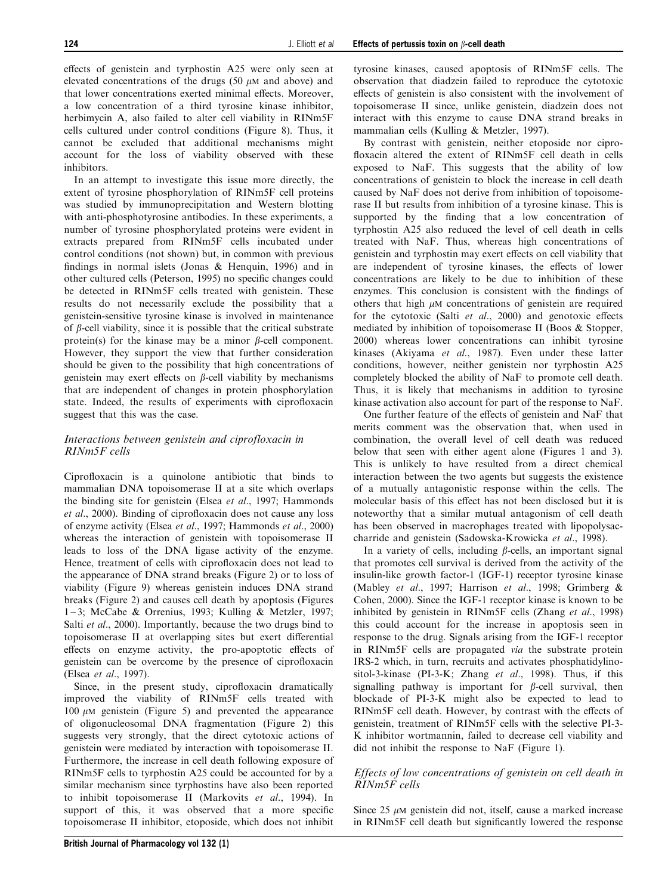effects of genistein and tyrphostin A25 were only seen at elevated concentrations of the drugs (50 $\mu$M and above) and that lower concentrations exerted minimal effects. Moreover, a low concentration of a third tyrosine kinase inhibitor, herbimycin A, also failed to alter cell viability in RINm5F cells cultured under control conditions (Figure 8). Thus, it cannot be excluded that additional mechanisms might account for the loss of viability observed with these inhibitors.

In an attempt to investigate this issue more directly, the extent of tyrosine phosphorylation of RINm5F cell proteins was studied by immunoprecipitation and Western blotting with anti-phosphotyrosine antibodies. In these experiments, a number of tyrosine phosphorylated proteins were evident in extracts prepared from RINm5F cells incubated under control conditions (not shown) but, in common with previous findings in normal islets (Jonas & Henquin, 1996) and in other cultured cells (Peterson, 1995) no specific changes could be detected in RINm5F cells treated with genistein. These results do not necessarily exclude the possibility that a genistein-sensitive tyrosine kinase is involved in maintenance of $\beta$-cell viability, since it is possible that the critical substrate protein(s) for the kinase may be a minor $\beta$-cell component. However, they support the view that further consideration should be given to the possibility that high concentrations of genistein may exert effects on $\beta$-cell viability by mechanisms that are independent of changes in protein phosphorylation state. Indeed, the results of experiments with ciprofloxacin suggest that this was the case.

### *Interactions between genistein and ciprofloxacin in RINm5F cells*

Ciprofloxacin is a quinolone antibiotic that binds to mammalian DNA topoisomerase II at a site which overlaps the binding site for genistein (Elsea *et al*., 1997; Hammonds *et al*., 2000). Binding of ciprofloxacin does not cause any loss of enzyme activity (Elsea *et al*., 1997; Hammonds *et al*., 2000) whereas the interaction of genistein with topoisomerase II leads to loss of the DNA ligase activity of the enzyme. Hence, treatment of cells with ciprofloxacin does not lead to the appearance of DNA strand breaks (Figure 2) or to loss of viability (Figure 9) whereas genistein induces DNA strand breaks (Figure 2) and causes cell death by apoptosis (Figures 1–3; McCabe & Orrenius, 1993; Kulling & Metzler, 1997; Salti *et al*., 2000). Importantly, because the two drugs bind to topoisomerase II at overlapping sites but exert differential effects on enzyme activity, the pro-apoptotic effects of genistein can be overcome by the presence of ciprofloxacin (Elsea *et al*., 1997).

Since, in the present study, ciprofloxacin dramatically improved the viability of RINm5F cells treated with 100 $\mu$M genistein (Figure 5) and prevented the appearance of oligonucleosomal DNA fragmentation (Figure 2) this suggests very strongly, that the direct cytotoxic actions of genistein were mediated by interaction with topoisomerase II. Furthermore, the increase in cell death following exposure of RINm5F cells to tyrphostin A25 could be accounted for by a similar mechanism since tyrphostins have also been reported to inhibit topoisomerase II (Markovits *et al*., 1994). In support of this, it was observed that a more specific topoisomerase II inhibitor, etoposide, which does not inhibit tyrosine kinases, caused apoptosis of RINm5F cells. The observation that diadzein failed to reproduce the cytotoxic effects of genistein is also consistent with the involvement of topoisomerase II since, unlike genistein, diadzein does not interact with this enzyme to cause DNA strand breaks in mammalian cells (Kulling & Metzler, 1997).

By contrast with genistein, neither etoposide nor ciprofloxacin altered the extent of RINm5F cell death in cells exposed to NaF. This suggests that the ability of low concentrations of genistein to block the increase in cell death caused by NaF does not derive from inhibition of topoisomerase II but results from inhibition of a tyrosine kinase. This is supported by the finding that a low concentration of tyrphostin A25 also reduced the level of cell death in cells treated with NaF. Thus, whereas high concentrations of genistein and tyrphostin may exert effects on cell viability that are independent of tyrosine kinases, the effects of lower concentrations are likely to be due to inhibition of these enzymes. This conclusion is consistent with the findings of others that high $\mu$M concentrations of genistein are required for the cytotoxic (Salti *et al*., 2000) and genotoxic effects mediated by inhibition of topoisomerase II (Boos & Stopper, 2000) whereas lower concentrations can inhibit tyrosine kinases (Akiyama *et al*., 1987). Even under these latter conditions, however, neither genistein nor tyrphostin A25 completely blocked the ability of NaF to promote cell death. Thus, it is likely that mechanisms in addition to tyrosine kinase activation also account for part of the response to NaF.

One further feature of the effects of genistein and NaF that merits comment was the observation that, when used in combination, the overall level of cell death was reduced below that seen with either agent alone (Figures 1 and 3). This is unlikely to have resulted from a direct chemical interaction between the two agents but suggests the existence of a mutually antagonistic response within the cells. The molecular basis of this effect has not been disclosed but it is noteworthy that a similar mutual antagonism of cell death has been observed in macrophages treated with lipopolysaccharide and genistein (Sadowska-Krowicka *et al*., 1998).

In a variety of cells, including $\beta$-cells, an important signal that promotes cell survival is derived from the activity of the insulin-like growth factor-1 (IGF-1) receptor tyrosine kinase (Mabley *et al*., 1997; Harrison *et al*., 1998; Grimberg & Cohen, 2000). Since the IGF-1 receptor kinase is known to be inhibited by genistein in RINm5F cells (Zhang *et al*., 1998) this could account for the increase in apoptosis seen in response to the drug. Signals arising from the IGF-1 receptor in RINm5F cells are propagated *via* the substrate protein IRS-2 which, in turn, recruits and activates phosphatidylinositol-3-kinase (PI-3-K; Zhang *et al*., 1998). Thus, if this signalling pathway is important for $\beta$-cell survival, then blockade of PI-3-K might also be expected to lead to RINm5F cell death. However, by contrast with the effects of genistein, treatment of RINm5F cells with the selective PI-3-K inhibitor wortmannin, failed to decrease cell viability and did not inhibit the response to NaF (Figure 1).

### *Effects of low concentrations of genistein on cell death in RINm5F cells*

Since 25 $\mu$M genistein did not, itself, cause a marked increase in RINm5F cell death but significantly lowered the response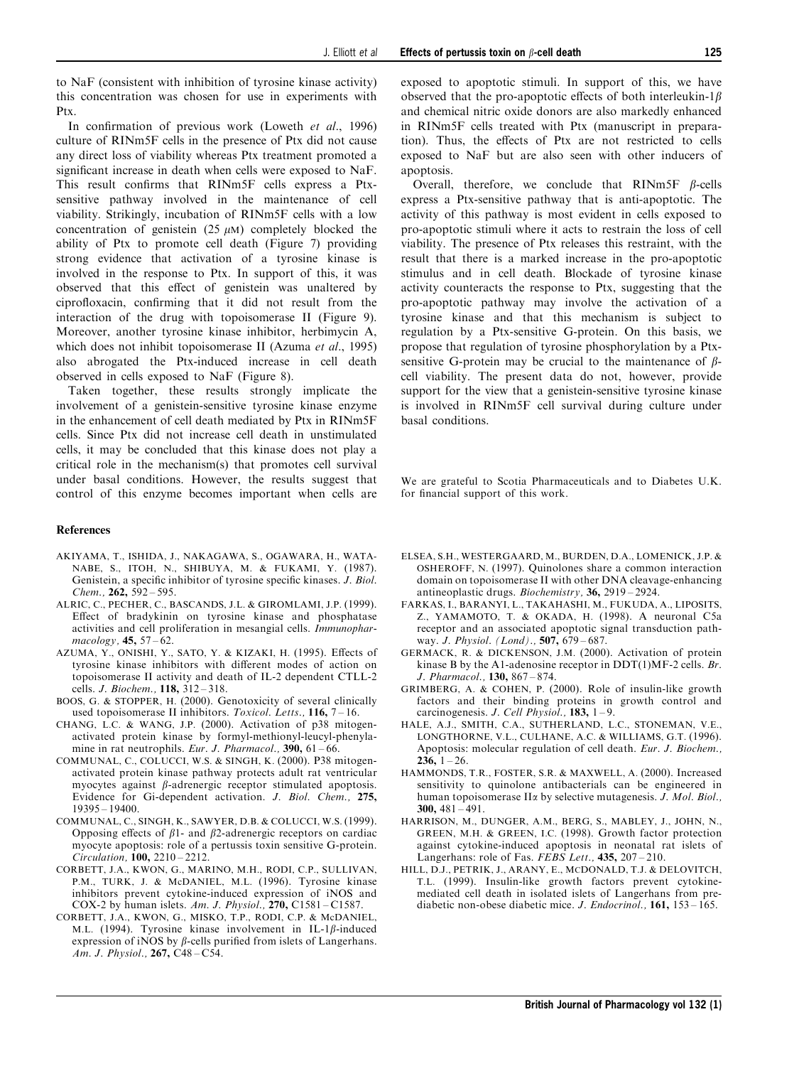to NaF (consistent with inhibition of tyrosine kinase activity) this concentration was chosen for use in experiments with Ptx.

In confirmation of previous work (Loweth *et al*., 1996) culture of RINm5F cells in the presence of Ptx did not cause any direct loss of viability whereas Ptx treatment promoted a significant increase in death when cells were exposed to NaF. This result confirms that RINm5F cells express a Ptx-sensitive pathway involved in the maintenance of cell viability. Strikingly, incubation of RINm5F cells with a low concentration of genistein (25 $\mu$M) completely blocked the ability of Ptx to promote cell death (Figure 7) providing strong evidence that activation of a tyrosine kinase is involved in the response to Ptx. In support of this, it was observed that this effect of genistein was unaltered by ciprofloxacin, confirming that it did not result from the interaction of the drug with topoisomerase II (Figure 9). Moreover, another tyrosine kinase inhibitor, herbimycin A, which does not inhibit topoisomerase II (Azuma *et al*., 1995) also abrogated the Ptx-induced increase in cell death observed in cells exposed to NaF (Figure 8).

Taken together, these results strongly implicate the involvement of a genistein-sensitive tyrosine kinase enzyme in the enhancement of cell death mediated by Ptx in RINm5F cells. Since Ptx did not increase cell death in unstimulated cells, it may be concluded that this kinase does not play a critical role in the mechanism(s) that promotes cell survival under basal conditions. However, the results suggest that control of this enzyme becomes important when cells are exposed to apoptotic stimuli. In support of this, we have observed that the pro-apoptotic effects of both interleukin-1$\beta$ and chemical nitric oxide donors are also markedly enhanced in RINm5F cells treated with Ptx (manuscript in preparation). Thus, the effects of Ptx are not restricted to cells exposed to NaF but are also seen with other inducers of apoptosis.

Overall, therefore, we conclude that RINm5F $\beta$-cells express a Ptx-sensitive pathway that is anti-apoptotic. The activity of this pathway is most evident in cells exposed to pro-apoptotic stimuli where it acts to restrain the loss of cell viability. The presence of Ptx releases this restraint, with the result that there is a marked increase in the pro-apoptotic stimulus and in cell death. Blockade of tyrosine kinase activity counteracts the response to Ptx, suggesting that the pro-apoptotic pathway may involve the activation of a tyrosine kinase and that this mechanism is subject to regulation by a Ptx-sensitive G-protein. On this basis, we propose that regulation of tyrosine phosphorylation by a Ptx-sensitive G-protein may be crucial to the maintenance of $\beta$-cell viability. The present data do not, however, provide support for the view that a genistein-sensitive tyrosine kinase is involved in RINm5F cell survival during culture under basal conditions.

We are grateful to Scotia Pharmaceuticals and to Diabetes U.K. for financial support of this work.

## References

AKIYAMA, T., ISHIDA, J., NAKAGAWA, S., OGAWARA, H., WATANABE, S., ITOH, N., SHIBUYA, M. & FUKAMI, Y. (1987). Genistein, a specific inhibitor of tyrosine specific kinases. *J. Biol. Chem.,* **262,** 592–595.

ALRIC, C., PECHER, C., BASCANDS, J.L. & GIROMLAMI, J.P. (1999). Effect of bradykinin on tyrosine kinase and phosphatase activities and cell proliferation in mesangial cells. *Immunopharmacology,* **45,** 57–62.

AZUMA, Y., ONISHI, Y., SATO, Y. & KIZAKI, H. (1995). Effects of tyrosine kinase inhibitors with different modes of action on topoisomerase II activity and death of IL-2 dependent CTLL-2 cells. *J. Biochem.,* **118,** 312–318.

BOOS, G. & STOPPER, H. (2000). Genotoxicity of several clinically used topoisomerase II inhibitors. *Toxicol. Letts.,* **116,** 7–16.

CHANG, L.C. & WANG, J.P. (2000). Activation of p38 mitogen-activated protein kinase by formyl-methionyl-leucyl-phenylamine in rat neutrophils. *Eur. J. Pharmacol.,* **390,** 61–66.

COMMUNAL, C., COLUCCI, W.S. & SINGH, K. (2000). P38 mitogen-activated protein kinase pathway protects adult rat ventricular myocytes against $\beta$-adrenergic receptor stimulated apoptosis. Evidence for Gi-dependent activation. *J. Biol. Chem.,* **275,** 19395–19400.

COMMUNAL, C., SINGH, K., SAWYER, D.B. & COLUCCI, W.S. (1999). Opposing effects of $\beta$1- and $\beta$2-adrenergic receptors on cardiac myocyte apoptosis: role of a pertussis toxin sensitive G-protein. *Circulation,* **100,** 2210–2212.

CORBETT, J.A., KWON, G., MARINO, M.H., RODI, C.P., SULLIVAN, P.M., TURK, J. & McDANIEL, M.L. (1996). Tyrosine kinase inhibitors prevent cytokine-induced expression of iNOS and COX-2 by human islets. *Am. J. Physiol.,* **270,** C1581–C1587.

CORBETT, J.A., KWON, G., MISKO, T.P., RODI, C.P. & McDANIEL, M.L. (1994). Tyrosine kinase involvement in IL-1$\beta$-induced expression of iNOS by $\beta$-cells purified from islets of Langerhans. *Am. J. Physiol.,* **267,** C48–C54.

ELSEA, S.H., WESTERGAARD, M., BURDEN, D.A., LOMENICK, J.P. & OSHEROFF, N. (1997). Quinolones share a common interaction domain on topoisomerase II with other DNA cleavage-enhancing antineoplastic drugs. *Biochemistry,* **36,** 2919–2924.

FARKAS, I., BARANYI, L., TAKAHASHI, M., FUKUDA, A., LIPOSITS, Z., YAMAMOTO, T. & OKADA, H. (1998). A neuronal C5a receptor and an associated apoptotic signal transduction pathway. *J. Physiol. (Lond).,* **507,** 679–687.

GERMACK, R. & DICKENSON, J.M. (2000). Activation of protein kinase B by the A1-adenosine receptor in DDT(1)MF-2 cells. *Br. J. Pharmacol.,* **130,** 867–874.

GRIMBERG, A. & COHEN, P. (2000). Role of insulin-like growth factors and their binding proteins in growth control and carcinogenesis. *J. Cell Physiol.,* **183,** 1–9.

HALE, A.J., SMITH, C.A., SUTHERLAND, L.C., STONEMAN, V.E., LONGTHORNE, V.L., CULHANE, A.C. & WILLIAMS, G.T. (1996). Apoptosis: molecular regulation of cell death. *Eur. J. Biochem.,* **236,** 1–26.

HAMMONDS, T.R., FOSTER, S.R. & MAXWELL, A. (2000). Increased sensitivity to quinolone antibacterials can be engineered in human topoisomerase II$\alpha$ by selective mutagenesis. *J. Mol. Biol.,* **300,** 481–491.

HARRISON, M., DUNGER, A.M., BERG, S., MABLEY, J., JOHN, N., GREEN, M.H. & GREEN, I.C. (1998). Growth factor protection against cytokine-induced apoptosis in neonatal rat islets of Langerhans: role of Fas. *FEBS Lett.,* **435,** 207–210.

HILL, D.J., PETRIK, J., ARANY, E., McDONALD, T.J. & DELOVITCH, T.L. (1999). Insulin-like growth factors prevent cytokine-mediated cell death in isolated islets of Langerhans from pre-diabetic non-obese diabetic mice. *J. Endocrinol.,* **161,** 153–165.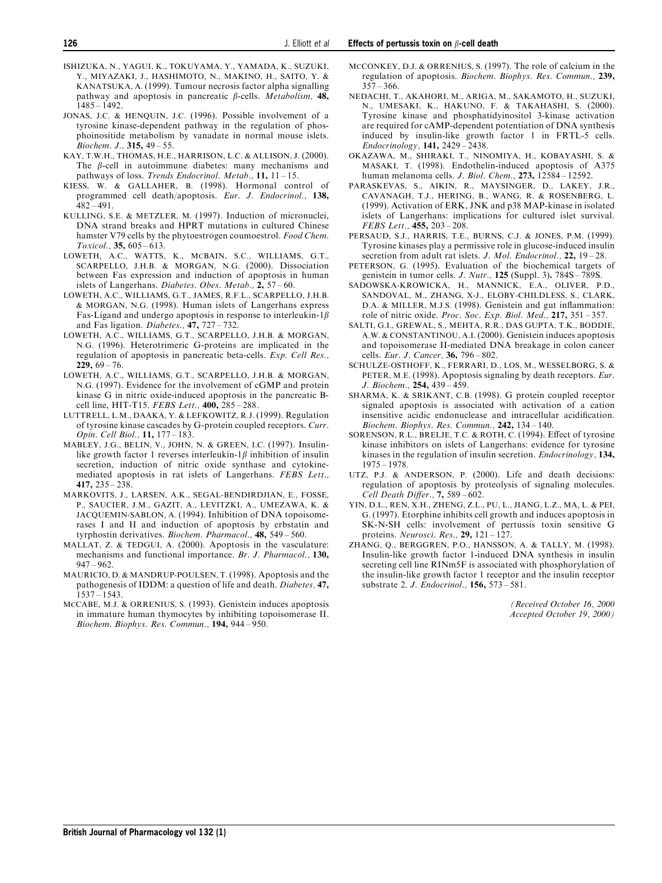ISHIZUKA, N., YAGUI, K., TOKUYAMA, Y., YAMADA, K., SUZUKI, Y., MIYAZAKI, J., HASHIMOTO, N., MAKINO, H., SAITO, Y. & KANATSUKA, A. (1999). Tumour necrosis factor alpha signalling pathway and apoptosis in pancreatic $\beta$-cells. *Metabolism,* **48,** 1485 – 1492.

JONAS, J.C. & HENQUIN, J.C. (1996). Possible involvement of a tyrosine kinase-dependent pathway in the regulation of phosphoinositide metabolism by vanadate in normal mouse islets. *Biochem. J.,* **315,** 49 – 55.

KAY, T.W.H., THOMAS, H.E., HARRISON, L.C. & ALLISON, J. (2000). The $\beta$-cell in autoimmune diabetes: many mechanisms and pathways of loss. *Trends Endocrinol. Metab.,* **11,** 11 – 15.

KIESS, W. & GALLAHER, B. (1998). Hormonal control of programmed cell death/apoptosis. *Eur. J. Endocrinol.,* **138,** 482 – 491.

KULLING, S.E. & METZLER, M. (1997). Induction of micronuclei, DNA strand breaks and HPRT mutations in cultured Chinese hamster V79 cells by the phytoestrogen coumoestrol. *Food Chem. Toxicol.,* **35,** 605 – 613.

LOWETH, A.C., WATTS, K., MCBAIN, S.C., WILLIAMS, G.T., SCARPELLO, J.H.B. & MORGAN, N.G. (2000). Dissociation between Fas expression and induction of apoptosis in human islets of Langerhans. *Diabetes. Obes. Metab.,* **2,** 57 – 60.

LOWETH, A.C., WILLIAMS, G.T., JAMES, R.F.L., SCARPELLO, J.H.B. & MORGAN, N.G. (1998). Human islets of Langerhans express Fas-Ligand and undergo apoptosis in response to interleukin-1$\beta$ and Fas ligation. *Diabetes.,* **47,** 727 – 732.

LOWETH, A.C., WILLIAMS, G.T., SCARPELLO, J.H.B. & MORGAN, N.G. (1996). Heterotrimeric G-proteins are implicated in the regulation of apoptosis in pancreatic beta-cells. *Exp. Cell Res.,* **229,** 69 – 76.

LOWETH, A.C., WILLIAMS, G.T., SCARPELLO, J.H.B. & MORGAN, N.G. (1997). Evidence for the involvement of cGMP and protein kinase G in nitric oxide-induced apoptosis in the pancreatic B-cell line, HIT-T15. *FEBS Lett.,* **400,** 285 – 288.

LUTTRELL, L.M., DAAKA, Y. & LEFKOWITZ, R.J. (1999). Regulation of tyrosine kinase cascades by G-protein coupled receptors. *Curr. Opin. Cell Biol.,* **11,** 177 – 183.

MABLEY, J.G., BELIN, V., JOHN, N. & GREEN, I.C. (1997). Insulin-like growth factor 1 reverses interleukin-1$\beta$ inhibition of insulin secretion, induction of nitric oxide synthase and cytokine-mediated apoptosis in rat islets of Langerhans. *FEBS Lett.,* **417,** 235 – 238.

MARKOVITS, J., LARSEN, A.K., SEGAL-BENDIRDJIAN, E., FOSSE, P., SAUCIER, J.M., GAZIT, A., LEVITZKI, A., UMEZAWA, K. & JACQUEMIN-SABLON, A. (1994). Inhibition of DNA topoisomerases I and II and induction of apoptosis by erbstatin and tyrphostin derivatives. *Biochem. Pharmacol.,* **48,** 549 – 560.

MALLAT, Z. & TEDGUI, A. (2000). Apoptosis in the vasculature: mechanisms and functional importance. *Br. J. Pharmacol.,* **130,** 947 – 962.

MAURICIO, D. & MANDRUP-POULSEN, T. (1998). Apoptosis and the pathogenesis of IDDM: a question of life and death. *Diabetes,* **47,** 1537 – 1543.

MCCABE, M.J. & ORRENIUS, S. (1993). Genistein induces apoptosis in immature human thymocytes by inhibiting topoisomerase II. *Biochem. Biophys. Res. Commun.,* **194,** 944 – 950.

MCCONKEY, D.J. & ORRENIUS, S. (1997). The role of calcium in the regulation of apoptosis. *Biochem. Biophys. Res. Commun.,* **239,** 357 – 366.

NEDACHI, T., AKAHORI, M., ARIGA, M., SAKAMOTO, H., SUZUKI, N., UMESAKI, K., HAKUNO, F. & TAKAHASHI, S. (2000). Tyrosine kinase and phosphatidyinositol 3-kinase activation are required for cAMP-dependent potentiation of DNA synthesis induced by insulin-like growth factor 1 in FRTL-5 cells. *Endocrinology,* **141,** 2429 – 2438.

OKAZAWA, M., SHIRAKI, T., NINOMIYA, H., KOBAYASHI, S. & MASAKI, T. (1998). Endothelin-induced apoptosis of A375 human melanoma cells. *J. Biol. Chem.,* **273,** 12584 – 12592.

PARASKEVAS, S., AIKIN, R., MAYSINGER, D., LAKEY, J.R., CAVANAGH, T.J., HERING, B., WANG, R. & ROSENBERG, L. (1999). Activation of ERK, JNK and p38 MAP-kinase in isolated islets of Langerhans: implications for cultured islet survival. *FEBS Lett.,* **455,** 203 – 208.

PERSAUD, S.J., HARRIS, T.E., BURNS, C.J. & JONES, P.M. (1999). Tyrosine kinases play a permissive role in glucose-induced insulin secretion from adult rat islets. *J. Mol. Endocrinol.,* **22,** 19 – 28.

PETERSON, G. (1995). Evaluation of the biochemical targets of genistein in tumor cells. *J. Nutr.,* **125** (Suppl. 3)**.** 784S – 789S.

SADOWSKA-KROWICKA, H., MANNICK, E.A., OLIVER, P.D., SANDOVAL, M., ZHANG, X-J., ELOBY-CHILDLESS, S., CLARK, D.A. & MILLER, M.J.S. (1998). Genistein and gut inflammation: role of nitric oxide. *Proc. Soc. Exp. Biol. Med.,* **217,** 351 – 357.

SALTI, G.I., GREWAL, S., MEHTA, R.R., DAS GUPTA, T.K., BODDIE, A.W. & CONSTANTINOU, A.I. (2000). Genistein induces apoptosis and topoisomerase II-mediated DNA breakage in colon cancer cells. *Eur. J. Cancer,* **36,** 796 – 802.

SCHULZE-OSTHOFF, K., FERRARI, D., LOS, M., WESSELBORG, S. & PETER, M.E. (1998). Apoptosis signaling by death receptors. *Eur. J. Biochem.,* **254,** 439 – 459.

SHARMA, K. & SRIKANT, C.B. (1998). G protein coupled receptor signaled apoptosis is associated with activation of a cation insensitive acidic endonuclease and intracellular acidification. *Biochem. Biophys. Res. Commun.,* **242,** 134 – 140.

SORENSON, R.L., BRELJE, T.C. & ROTH, C. (1994). Effect of tyrosine kinase inhibitors on islets of Langerhans: evidence for tyrosine kinases in the regulation of insulin secretion. *Endocrinology,* **134,** 1975 – 1978.

UTZ, P.J. & ANDERSON, P. (2000). Life and death decisions: regulation of apoptosis by proteolysis of signaling molecules. *Cell Death Differ.,* **7,** 589 – 602.

YIN, D.L., REN, X.H., ZHENG, Z.L., PU, L., JIANG, L.Z., MA, L. & PEI, G. (1997). Etorphine inhibits cell growth and induces apoptosis in SK-N-SH cells: involvement of pertussis toxin sensitive G proteins. *Neurosci. Res.,* **29,** 121 – 127.

ZHANG, Q., BERGGREN, P.O., HANSSON, A. & TALLY, M. (1998). Insulin-like growth factor 1-induced DNA synthesis in insulin secreting cell line RINm5F is associated with phosphorylation of the insulin-like growth factor 1 receptor and the insulin receptor substrate 2. *J. Endocrinol.,* **156,** 573 – 581.

*(Received October 16, 2000
Accepted October 19, 2000)*